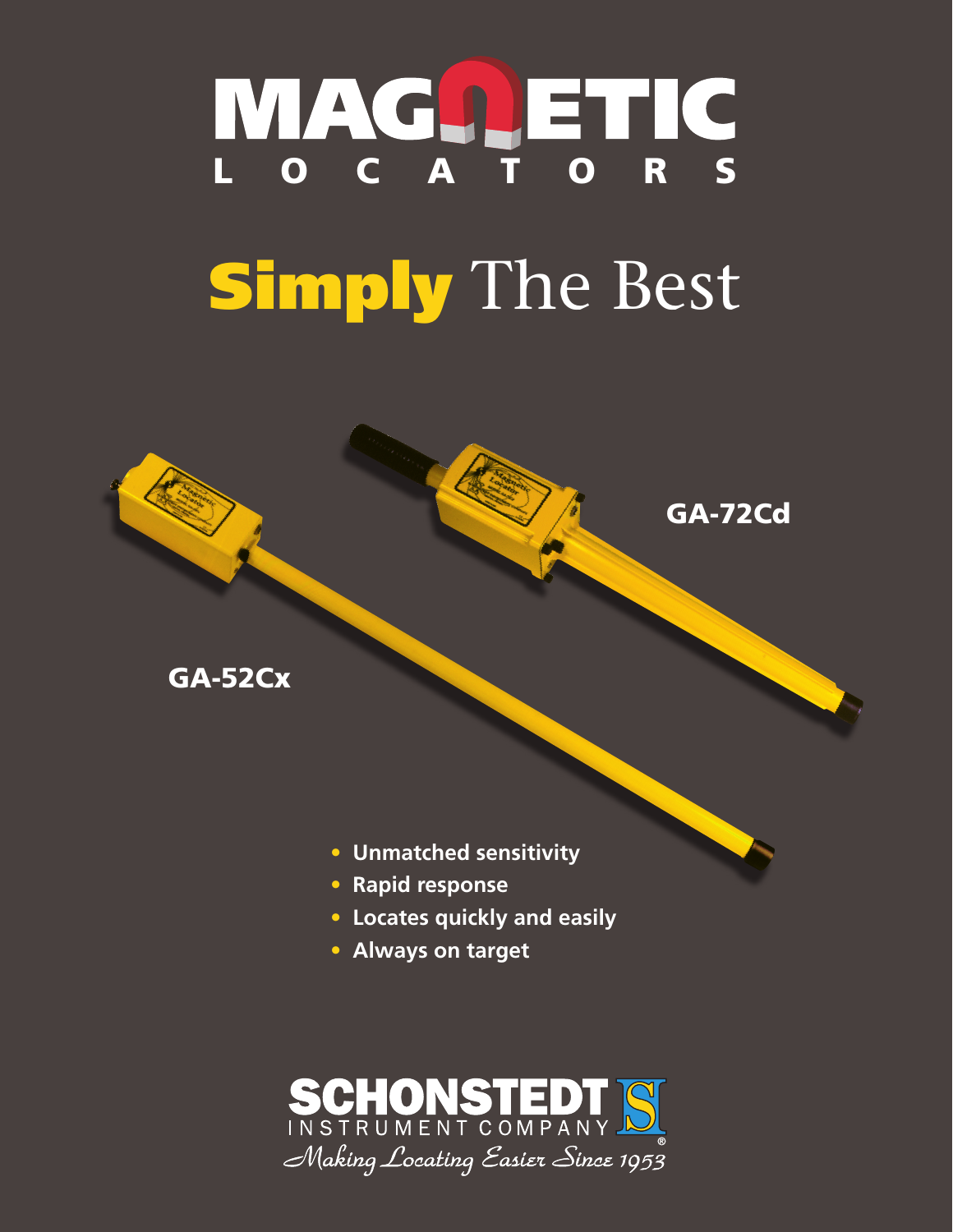# MAGNETIC LOCATORS

## Simply The Best

GA-72Cd

GA-52Cx

- Unmatched sensitivity
- Rapid response
- Locates quickly and easily
- Always on target

SCHONSTEDT INSTRUMENT COMPANY®

*Making Locating Easier Since 1953*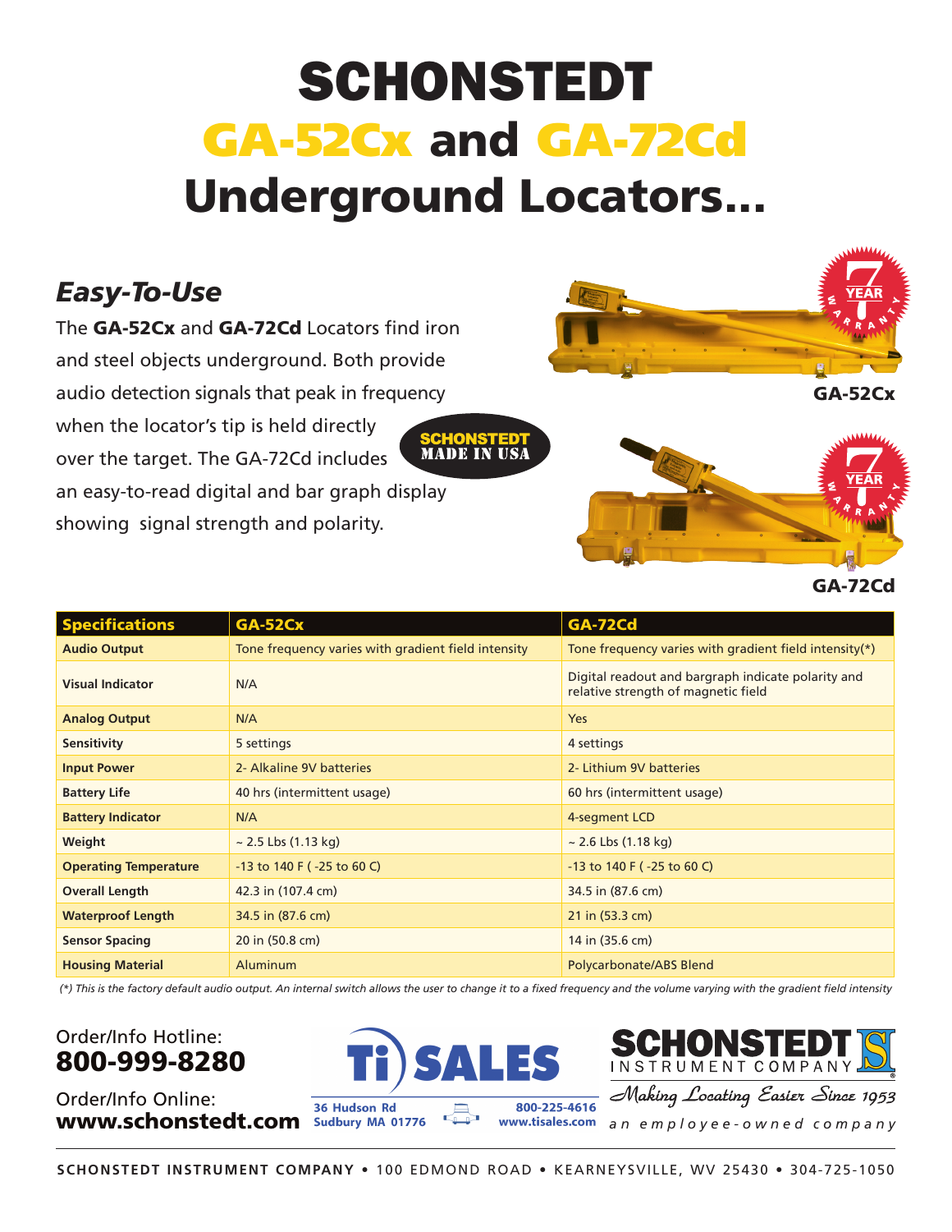# SCHONSTEDT
# GA-52Cx and GA-72Cd
# Underground Locators...

## *Easy-To-Use*

The **GA-52Cx** and **GA-72Cd** Locators find iron and steel objects underground. Both provide audio detection signals that peak in frequency when the locator's tip is held directly over the target. The GA-72Cd includes an easy-to-read digital and bar graph display showing signal strength and polarity.

SCHONSTEDT MADE IN USA

7 YEAR WARRANTY

GA-52Cx

7 YEAR WARRANTY

GA-72Cd

| Specifications | GA-52Cx | GA-72Cd |
|---|---|---|
| Audio Output | Tone frequency varies with gradient field intensity | Tone frequency varies with gradient field intensity(*) |
| Visual Indicator | N/A | Digital readout and bargraph indicate polarity and relative strength of magnetic field |
| Analog Output | N/A | Yes |
| Sensitivity | 5 settings | 4 settings |
| Input Power | 2- Alkaline 9V batteries | 2- Lithium 9V batteries |
| Battery Life | 40 hrs (intermittent usage) | 60 hrs (intermittent usage) |
| Battery Indicator | N/A | 4-segment LCD |
| Weight | ~ 2.5 Lbs (1.13 kg) | ~ 2.6 Lbs (1.18 kg) |
| Operating Temperature | -13 to 140 F ( -25 to 60 C) | -13 to 140 F ( -25 to 60 C) |
| Overall Length | 42.3 in (107.4 cm) | 34.5 in (87.6 cm) |
| Waterproof Length | 34.5 in (87.6 cm) | 21 in (53.3 cm) |
| Sensor Spacing | 20 in (50.8 cm) | 14 in (35.6 cm) |
| Housing Material | Aluminum | Polycarbonate/ABS Blend |

*(\*) This is the factory default audio output. An internal switch allows the user to change it to a fixed frequency and the volume varying with the gradient field intensity*

Order/Info Hotline:
**800-999-8280**

Order/Info Online:
**www.schonstedt.com**

Ti) SALES
36 Hudson Rd
Sudbury MA 01776
800-225-4616
www.tisales.com

SCHONSTEDT INSTRUMENT COMPANY
*Making Locating Easier Since 1953*
*an employee-owned company*

SCHONSTEDT INSTRUMENT COMPANY • 100 EDMOND ROAD • KEARNEYSVILLE, WV 25430 • 304-725-1050